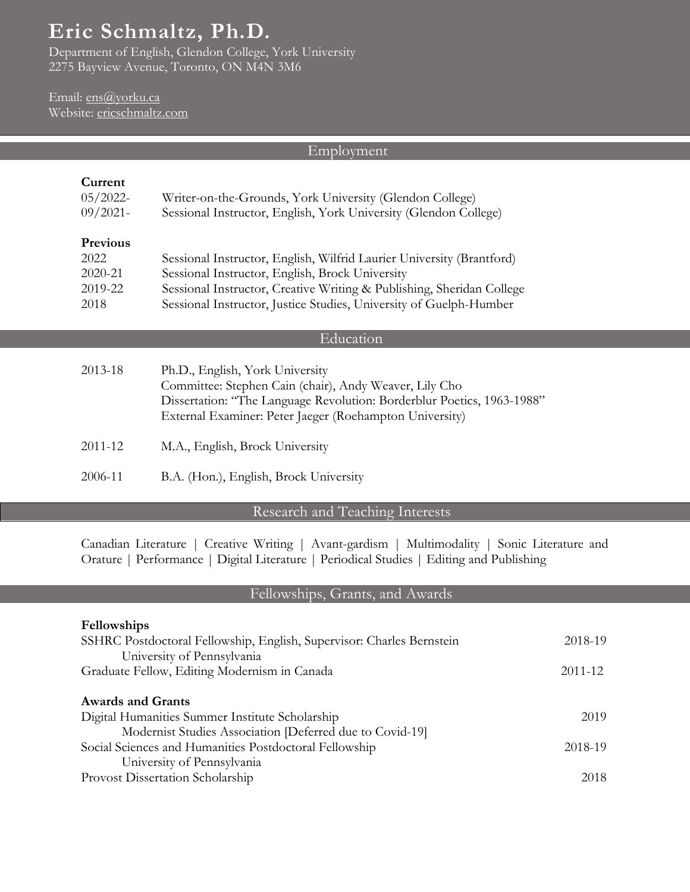# Eric Schmaltz, Ph.D.

Department of English, Glendon College, York University
2275 Bayview Avenue, Toronto, ON M4N 3M6

Email: ens@yorku.ca
Website: ericschmaltz.com

## Employment

**Current**

05/2022- Writer-on-the-Grounds, York University (Glendon College)
09/2021- Sessional Instructor, English, York University (Glendon College)

**Previous**

2022 Sessional Instructor, English, Wilfrid Laurier University (Brantford)
2020-21 Sessional Instructor, English, Brock University
2019-22 Sessional Instructor, Creative Writing & Publishing, Sheridan College
2018 Sessional Instructor, Justice Studies, University of Guelph-Humber

## Education

2013-18 Ph.D., English, York University
Committee: Stephen Cain (chair), Andy Weaver, Lily Cho
Dissertation: "The Language Revolution: Borderblur Poetics, 1963-1988"
External Examiner: Peter Jaeger (Roehampton University)

2011-12 M.A., English, Brock University

2006-11 B.A. (Hon.), English, Brock University

## Research and Teaching Interests

Canadian Literature | Creative Writing | Avant-gardism | Multimodality | Sonic Literature and Orature | Performance | Digital Literature | Periodical Studies | Editing and Publishing

## Fellowships, Grants, and Awards

**Fellowships**

SSHRC Postdoctoral Fellowship, English, Supervisor: Charles Bernstein — 2018-19
University of Pennsylvania

Graduate Fellow, Editing Modernism in Canada — 2011-12

**Awards and Grants**

Digital Humanities Summer Institute Scholarship — 2019
Modernist Studies Association [Deferred due to Covid-19]

Social Sciences and Humanities Postdoctoral Fellowship — 2018-19
University of Pennsylvania

Provost Dissertation Scholarship — 2018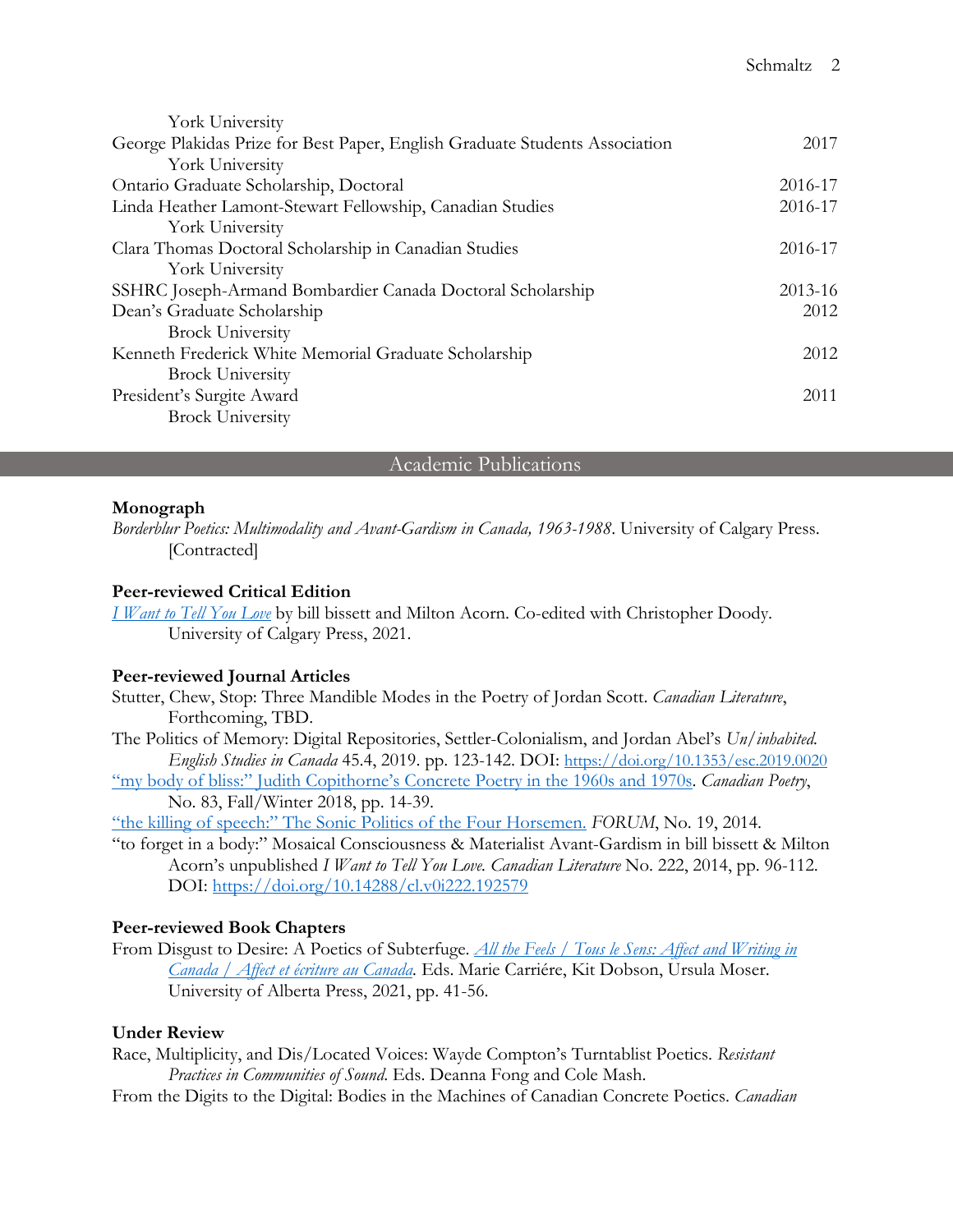York University

George Plakidas Prize for Best Paper, English Graduate Students Association — 2017
York University

Ontario Graduate Scholarship, Doctoral — 2016-17

Linda Heather Lamont-Stewart Fellowship, Canadian Studies — 2016-17
York University

Clara Thomas Doctoral Scholarship in Canadian Studies — 2016-17
York University

SSHRC Joseph-Armand Bombardier Canada Doctoral Scholarship — 2013-16

Dean's Graduate Scholarship — 2012
Brock University

Kenneth Frederick White Memorial Graduate Scholarship — 2012
Brock University

President's Surgite Award — 2011
Brock University

## Academic Publications

**Monograph**

*Borderblur Poetics: Multimodality and Avant-Gardism in Canada, 1963-1988*. University of Calgary Press. [Contracted]

**Peer-reviewed Critical Edition**

*I Want to Tell You Love* by bill bissett and Milton Acorn. Co-edited with Christopher Doody. University of Calgary Press, 2021.

**Peer-reviewed Journal Articles**

Stutter, Chew, Stop: Three Mandible Modes in the Poetry of Jordan Scott. *Canadian Literature*, Forthcoming, TBD.

The Politics of Memory: Digital Repositories, Settler-Colonialism, and Jordan Abel's *Un/inhabited. English Studies in Canada* 45.4, 2019. pp. 123-142. DOI: https://doi.org/10.1353/esc.2019.0020

"my body of bliss:" Judith Copithorne's Concrete Poetry in the 1960s and 1970s. *Canadian Poetry*, No. 83, Fall/Winter 2018, pp. 14-39.

"the killing of speech:" The Sonic Politics of the Four Horsemen. *FORUM*, No. 19, 2014.

"to forget in a body:" Mosaical Consciousness & Materialist Avant-Gardism in bill bissett & Milton Acorn's unpublished *I Want to Tell You Love. Canadian Literature* No. 222, 2014, pp. 96-112. DOI: https://doi.org/10.14288/cl.v0i222.192579

**Peer-reviewed Book Chapters**

From Disgust to Desire: A Poetics of Subterfuge. *All the Feels / Tous le Sens: Affect and Writing in Canada / Affect et écriture au Canada*. Eds. Marie Carriére, Kit Dobson, Ursula Moser. University of Alberta Press, 2021, pp. 41-56.

**Under Review**

Race, Multiplicity, and Dis/Located Voices: Wayde Compton's Turntablist Poetics. *Resistant Practices in Communities of Sound*. Eds. Deanna Fong and Cole Mash.

From the Digits to the Digital: Bodies in the Machines of Canadian Concrete Poetics. *Canadian*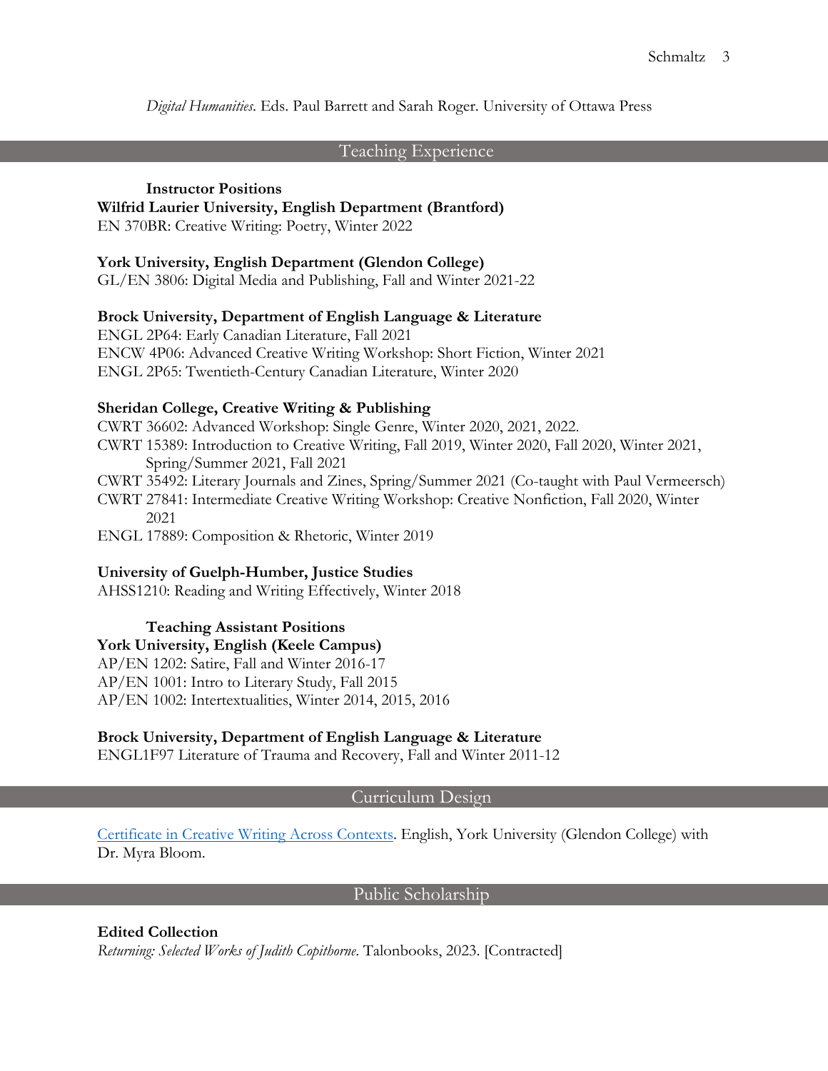*Digital Humanities*. Eds. Paul Barrett and Sarah Roger. University of Ottawa Press

## Teaching Experience

### Instructor Positions

**Wilfrid Laurier University, English Department (Brantford)**
EN 370BR: Creative Writing: Poetry, Winter 2022

**York University, English Department (Glendon College)**
GL/EN 3806: Digital Media and Publishing, Fall and Winter 2021-22

**Brock University, Department of English Language & Literature**
ENGL 2P64: Early Canadian Literature, Fall 2021
ENCW 4P06: Advanced Creative Writing Workshop: Short Fiction, Winter 2021
ENGL 2P65: Twentieth-Century Canadian Literature, Winter 2020

**Sheridan College, Creative Writing & Publishing**
CWRT 36602: Advanced Workshop: Single Genre, Winter 2020, 2021, 2022.
CWRT 15389: Introduction to Creative Writing, Fall 2019, Winter 2020, Fall 2020, Winter 2021, Spring/Summer 2021, Fall 2021
CWRT 35492: Literary Journals and Zines, Spring/Summer 2021 (Co-taught with Paul Vermeersch)
CWRT 27841: Intermediate Creative Writing Workshop: Creative Nonfiction, Fall 2020, Winter 2021
ENGL 17889: Composition & Rhetoric, Winter 2019

**University of Guelph-Humber, Justice Studies**
AHSS1210: Reading and Writing Effectively, Winter 2018

### Teaching Assistant Positions

**York University, English (Keele Campus)**
AP/EN 1202: Satire, Fall and Winter 2016-17
AP/EN 1001: Intro to Literary Study, Fall 2015
AP/EN 1002: Intertextualities, Winter 2014, 2015, 2016

**Brock University, Department of English Language & Literature**
ENGL1F97 Literature of Trauma and Recovery, Fall and Winter 2011-12

## Curriculum Design

Certificate in Creative Writing Across Contexts. English, York University (Glendon College) with Dr. Myra Bloom.

## Public Scholarship

**Edited Collection**
*Returning: Selected Works of Judith Copithorne*. Talonbooks, 2023. [Contracted]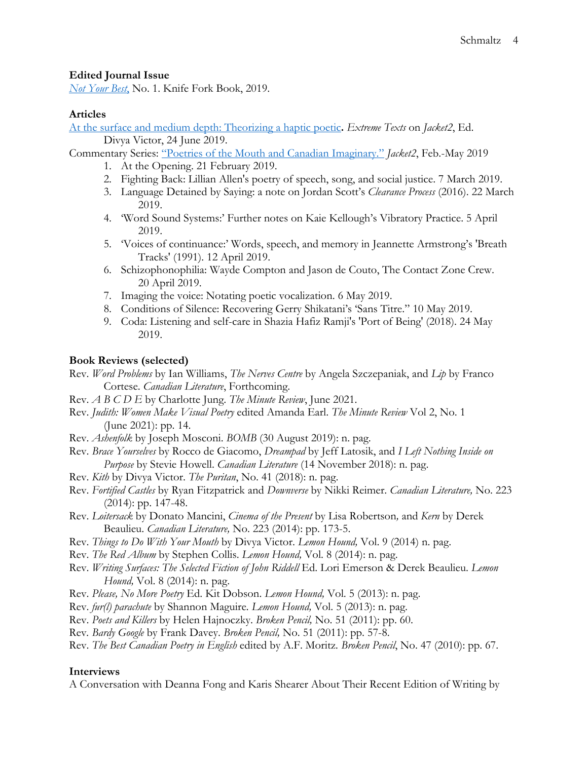**Edited Journal Issue**

[Not Your Best,](#) No. 1. Knife Fork Book, 2019.

**Articles**

[At the surface and medium depth: Theorizing a haptic poetic](#)**.** *Extreme Texts* on *Jacket2*, Ed. Divya Victor, 24 June 2019.

Commentary Series: [“Poetries of the Mouth and Canadian Imaginary.”](#) *Jacket2*, Feb.-May 2019

1. At the Opening. 21 February 2019.
2. Fighting Back: Lillian Allen's poetry of speech, song, and social justice. 7 March 2019.
3. Language Detained by Saying: a note on Jordan Scott’s *Clearance Process* (2016). 22 March 2019.
4. ‘Word Sound Systems:’ Further notes on Kaie Kellough’s Vibratory Practice. 5 April 2019.
5. ‘Voices of continuance:’ Words, speech, and memory in Jeannette Armstrong’s 'Breath Tracks' (1991). 12 April 2019.
6. Schizophonophilia: Wayde Compton and Jason de Couto, The Contact Zone Crew. 20 April 2019.
7. Imaging the voice: Notating poetic vocalization. 6 May 2019.
8. Conditions of Silence: Recovering Gerry Shikatani’s ‘Sans Titre.” 10 May 2019.
9. Coda: Listening and self-care in Shazia Hafiz Ramji's 'Port of Being' (2018). 24 May 2019.

**Book Reviews (selected)**

Rev. *Word Problems* by Ian Williams, *The Nerves Centre* by Angela Szczepaniak, and *Lip* by Franco Cortese. *Canadian Literature*, Forthcoming.

Rev. *A B C D E* by Charlotte Jung. *The Minute Review*, June 2021.

Rev. *Judith: Women Make Visual Poetry* edited Amanda Earl. *The Minute Review* Vol 2, No. 1 (June 2021): pp. 14.

Rev. *Ashenfolk* by Joseph Mosconi. *BOMB* (30 August 2019): n. pag.

Rev. *Brace Yourselves* by Rocco de Giacomo, *Dreampad* by Jeff Latosik, and *I Left Nothing Inside on Purpose* by Stevie Howell. *Canadian Literature* (14 November 2018): n. pag.

Rev. *Kith* by Divya Victor. *The Puritan*, No. 41 (2018): n. pag.

Rev. *Fortified Castles* by Ryan Fitzpatrick and *Downverse* by Nikki Reimer. *Canadian Literature,* No. 223 (2014): pp. 147-48.

Rev. *Loitersack* by Donato Mancini, *Cinema of the Present* by Lisa Robertson*,* and *Kern* by Derek Beaulieu. *Canadian Literature,* No. 223 (2014): pp. 173-5.

Rev. *Things to Do With Your Mouth* by Divya Victor. *Lemon Hound,* Vol. 9 (2014) n. pag.

Rev. *The Red Album* by Stephen Collis. *Lemon Hound,* Vol. 8 (2014): n. pag.

Rev. *Writing Surfaces: The Selected Fiction of John Riddell* Ed. Lori Emerson & Derek Beaulieu. *Lemon Hound,* Vol. 8 (2014): n. pag.

Rev. *Please, No More Poetry* Ed. Kit Dobson. *Lemon Hound,* Vol. 5 (2013): n. pag.

Rev. *fur(l) parachute* by Shannon Maguire. *Lemon Hound,* Vol. 5 (2013): n. pag.

Rev. *Poets and Killers* by Helen Hajnoczky. *Broken Pencil,* No. 51 (2011): pp. 60.

Rev. *Bardy Google* by Frank Davey. *Broken Pencil,* No. 51 (2011): pp. 57-8.

Rev. *The Best Canadian Poetry in English* edited by A.F. Moritz. *Broken Pencil*, No. 47 (2010): pp. 67.

**Interviews**

A Conversation with Deanna Fong and Karis Shearer About Their Recent Edition of Writing by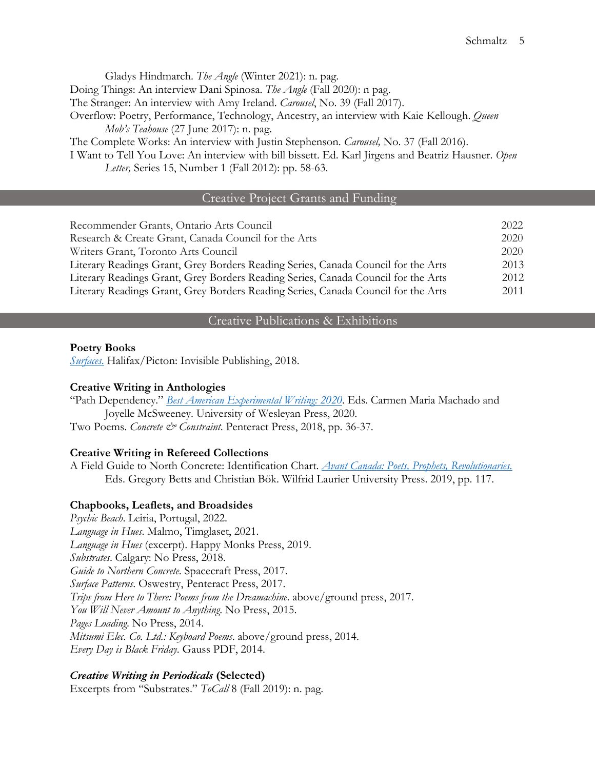Gladys Hindmarch. *The Angle* (Winter 2021): n. pag.

Doing Things: An interview Dani Spinosa. *The Angle* (Fall 2020): n pag.

The Stranger: An interview with Amy Ireland. *Carousel*, No. 39 (Fall 2017).

Overflow: Poetry, Performance, Technology, Ancestry, an interview with Kaie Kellough. *Queen Mob's Teahouse* (27 June 2017): n. pag.

The Complete Works: An interview with Justin Stephenson. *Carousel,* No. 37 (Fall 2016).

I Want to Tell You Love: An interview with bill bissett. Ed. Karl Jirgens and Beatriz Hausner. *Open Letter,* Series 15, Number 1 (Fall 2012): pp. 58-63.

## Creative Project Grants and Funding

| | |
|---|---|
| Recommender Grants, Ontario Arts Council | 2022 |
| Research & Create Grant, Canada Council for the Arts | 2020 |
| Writers Grant, Toronto Arts Council | 2020 |
| Literary Readings Grant, Grey Borders Reading Series, Canada Council for the Arts | 2013 |
| Literary Readings Grant, Grey Borders Reading Series, Canada Council for the Arts | 2012 |
| Literary Readings Grant, Grey Borders Reading Series, Canada Council for the Arts | 2011 |

## Creative Publications & Exhibitions

**Poetry Books**

*Surfaces.* Halifax/Picton: Invisible Publishing, 2018.

**Creative Writing in Anthologies**

"Path Dependency." *Best American Experimental Writing: 2020*. Eds. Carmen Maria Machado and Joyelle McSweeney. University of Wesleyan Press, 2020.

Two Poems. *Concrete & Constraint.* Penteract Press, 2018, pp. 36-37.

**Creative Writing in Refereed Collections**

A Field Guide to North Concrete: Identification Chart. *Avant Canada: Poets, Prophets, Revolutionaries.* Eds. Gregory Betts and Christian Bök. Wilfrid Laurier University Press. 2019, pp. 117.

**Chapbooks, Leaflets, and Broadsides**

*Psychic Beach*. Leiria, Portugal, 2022.

*Language in Hues*. Malmo, Timglaset, 2021.

*Language in Hues* (excerpt). Happy Monks Press, 2019.

*Substrates*. Calgary: No Press, 2018.

*Guide to Northern Concrete*. Spacecraft Press, 2017.

*Surface Patterns*. Oswestry, Penteract Press, 2017.

*Trips from Here to There: Poems from the Dreamachine*. above/ground press, 2017.

*You Will Never Amount to Anything*. No Press, 2015.

*Pages Loading*. No Press, 2014.

*Mitsumi Elec. Co. Ltd.: Keyboard Poems*. above/ground press, 2014.

*Every Day is Black Friday*. Gauss PDF, 2014.

***Creative Writing in Periodicals* (Selected)**

Excerpts from "Substrates." *ToCall* 8 (Fall 2019): n. pag.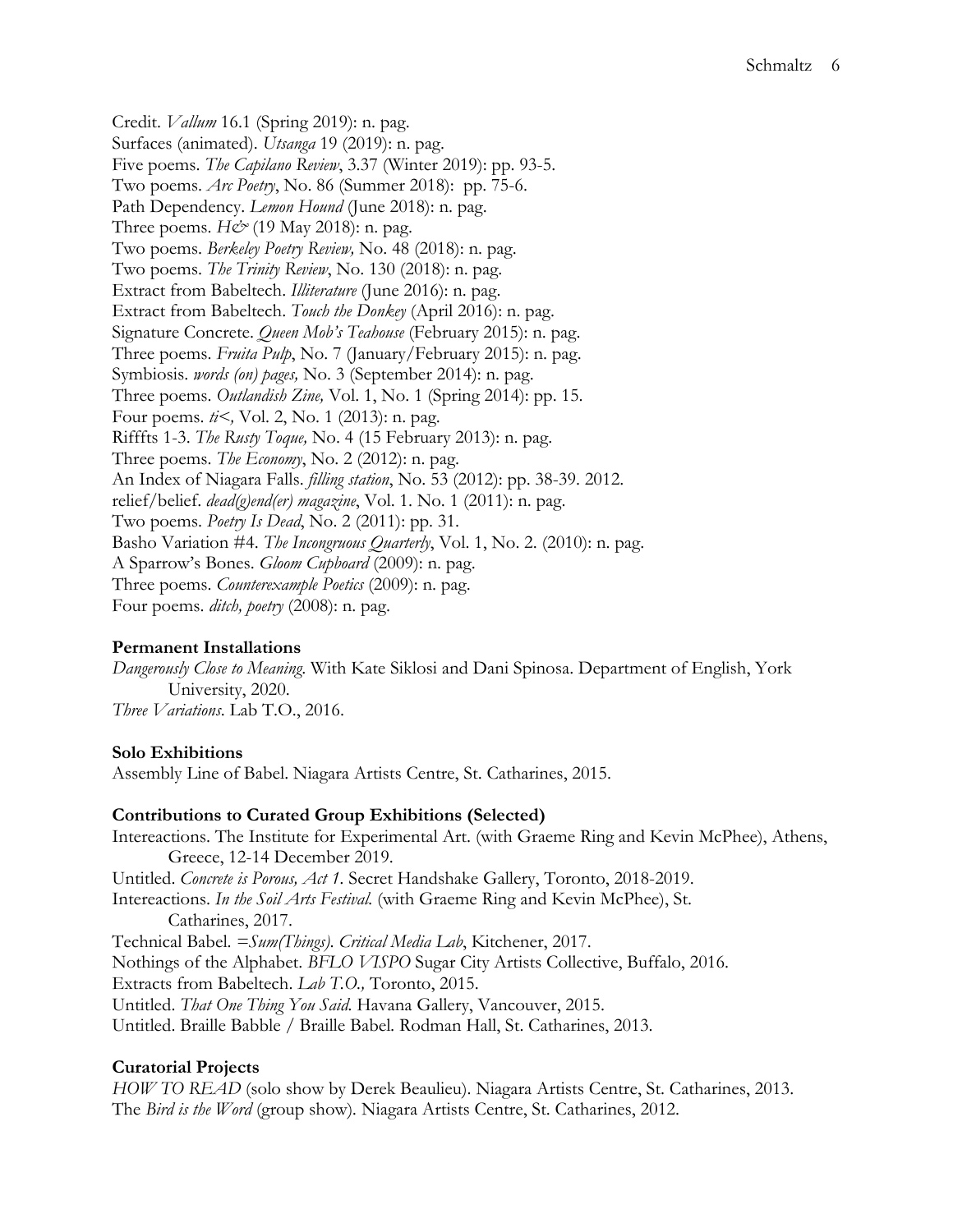Credit. *Vallum* 16.1 (Spring 2019): n. pag.
Surfaces (animated). *Utsanga* 19 (2019): n. pag.
Five poems. *The Capilano Review*, 3.37 (Winter 2019): pp. 93-5.
Two poems. *Arc Poetry*, No. 86 (Summer 2018): pp. 75-6.
Path Dependency. *Lemon Hound* (June 2018): n. pag.
Three poems. *H&* (19 May 2018): n. pag.
Two poems. *Berkeley Poetry Review,* No. 48 (2018): n. pag.
Two poems. *The Trinity Review*, No. 130 (2018): n. pag.
Extract from Babeltech. *Illiterature* (June 2016): n. pag.
Extract from Babeltech. *Touch the Donkey* (April 2016): n. pag.
Signature Concrete. *Queen Mob's Teahouse* (February 2015): n. pag.
Three poems. *Fruita Pulp*, No. 7 (January/February 2015): n. pag.
Symbiosis. *words (on) pages,* No. 3 (September 2014): n. pag.
Three poems. *Outlandish Zine,* Vol. 1, No. 1 (Spring 2014): pp. 15.
Four poems. *ti<,* Vol. 2, No. 1 (2013): n. pag.
Rifffts 1-3. *The Rusty Toque,* No. 4 (15 February 2013): n. pag.
Three poems. *The Economy*, No. 2 (2012): n. pag.
An Index of Niagara Falls. *filling station*, No. 53 (2012): pp. 38-39. 2012.
relief/belief. *dead(g)end(er) magazine*, Vol. 1. No. 1 (2011): n. pag.
Two poems. *Poetry Is Dead*, No. 2 (2011): pp. 31.
Basho Variation #4. *The Incongruous Quarterly*, Vol. 1, No. 2. (2010): n. pag.
A Sparrow's Bones. *Gloom Cupboard* (2009): n. pag.
Three poems. *Counterexample Poetics* (2009): n. pag.
Four poems. *ditch, poetry* (2008): n. pag.

**Permanent Installations**

*Dangerously Close to Meaning*. With Kate Siklosi and Dani Spinosa. Department of English, York University, 2020.
*Three Variations*. Lab T.O., 2016.

**Solo Exhibitions**

Assembly Line of Babel. Niagara Artists Centre, St. Catharines, 2015.

**Contributions to Curated Group Exhibitions (Selected)**

Intereactions. The Institute for Experimental Art. (with Graeme Ring and Kevin McPhee), Athens, Greece, 12-14 December 2019.
Untitled. *Concrete is Porous, Act 1*. Secret Handshake Gallery, Toronto, 2018-2019.
Intereactions. *In the Soil Arts Festival.* (with Graeme Ring and Kevin McPhee), St. Catharines, 2017.
Technical Babel. *=Sum(Things). Critical Media Lab*, Kitchener, 2017.
Nothings of the Alphabet. *BFLO VISPO* Sugar City Artists Collective, Buffalo, 2016.
Extracts from Babeltech. *Lab T.O.,* Toronto, 2015.
Untitled. *That One Thing You Said.* Havana Gallery, Vancouver, 2015.
Untitled. Braille Babble / Braille Babel. Rodman Hall, St. Catharines, 2013.

**Curatorial Projects**

*HOW TO READ* (solo show by Derek Beaulieu). Niagara Artists Centre, St. Catharines, 2013.
The *Bird is the Word* (group show). Niagara Artists Centre, St. Catharines, 2012.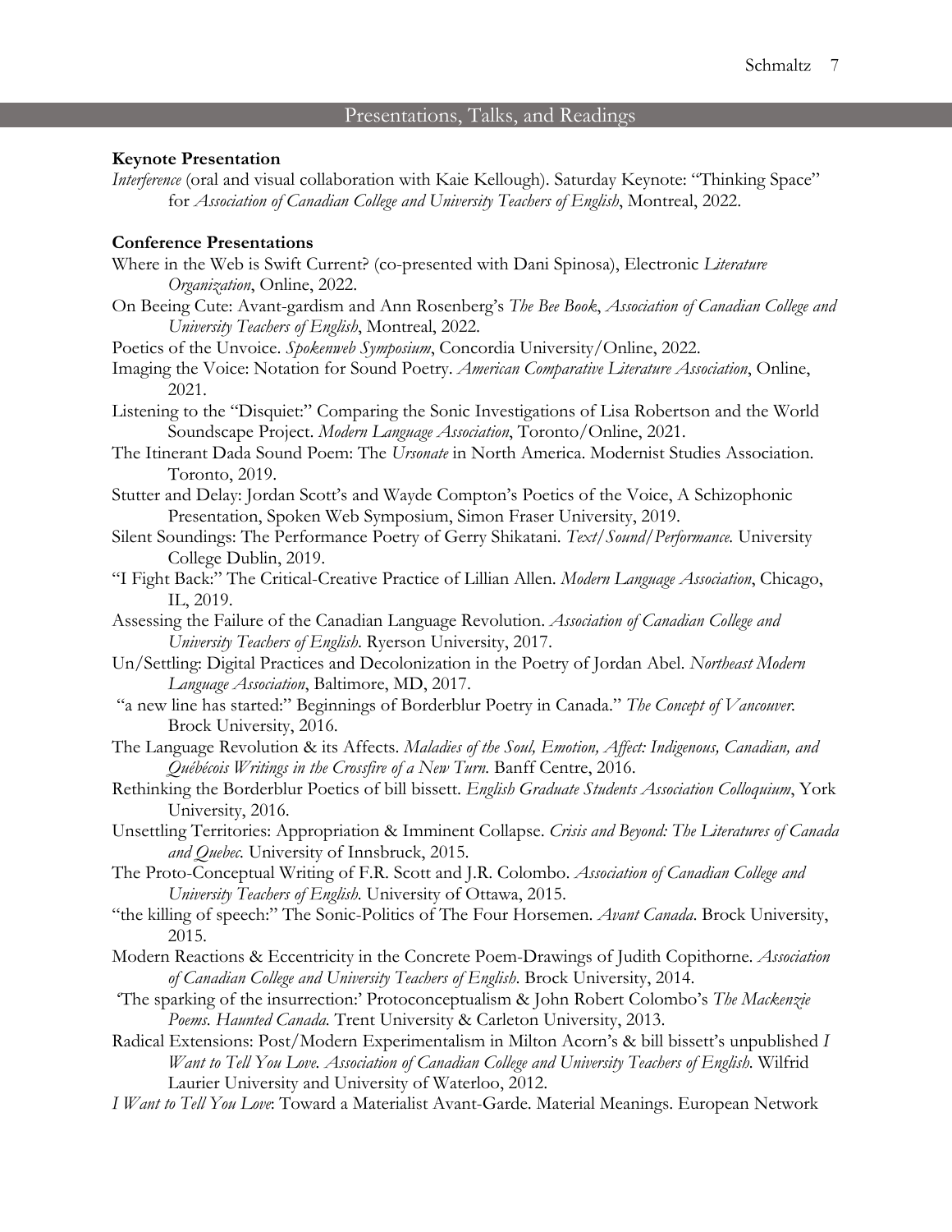## Presentations, Talks, and Readings

**Keynote Presentation**

*Interference* (oral and visual collaboration with Kaie Kellough). Saturday Keynote: "Thinking Space" for *Association of Canadian College and University Teachers of English*, Montreal, 2022.

**Conference Presentations**

Where in the Web is Swift Current? (co-presented with Dani Spinosa), Electronic *Literature Organization*, Online, 2022.

On Beeing Cute: Avant-gardism and Ann Rosenberg's *The Bee Book*, *Association of Canadian College and University Teachers of English*, Montreal, 2022.

Poetics of the Unvoice. *Spokenweb Symposium*, Concordia University/Online, 2022.

Imaging the Voice: Notation for Sound Poetry. *American Comparative Literature Association*, Online, 2021.

Listening to the "Disquiet:" Comparing the Sonic Investigations of Lisa Robertson and the World Soundscape Project. *Modern Language Association*, Toronto/Online, 2021.

The Itinerant Dada Sound Poem: The *Ursonate* in North America. Modernist Studies Association. Toronto, 2019.

Stutter and Delay: Jordan Scott's and Wayde Compton's Poetics of the Voice, A Schizophonic Presentation, Spoken Web Symposium, Simon Fraser University, 2019.

Silent Soundings: The Performance Poetry of Gerry Shikatani. *Text/Sound/Performance.* University College Dublin, 2019.

"I Fight Back:" The Critical-Creative Practice of Lillian Allen. *Modern Language Association*, Chicago, IL, 2019.

Assessing the Failure of the Canadian Language Revolution. *Association of Canadian College and University Teachers of English*. Ryerson University, 2017.

Un/Settling: Digital Practices and Decolonization in the Poetry of Jordan Abel. *Northeast Modern Language Association*, Baltimore, MD, 2017.

"a new line has started:" Beginnings of Borderblur Poetry in Canada." *The Concept of Vancouver.* Brock University, 2016.

The Language Revolution & its Affects. *Maladies of the Soul, Emotion, Affect: Indigenous, Canadian, and Québécois Writings in the Crossfire of a New Turn.* Banff Centre, 2016.

Rethinking the Borderblur Poetics of bill bissett. *English Graduate Students Association Colloquium*, York University, 2016.

Unsettling Territories: Appropriation & Imminent Collapse. *Crisis and Beyond: The Literatures of Canada and Quebec.* University of Innsbruck, 2015.

The Proto-Conceptual Writing of F.R. Scott and J.R. Colombo. *Association of Canadian College and University Teachers of English.* University of Ottawa, 2015.

"the killing of speech:" The Sonic-Politics of The Four Horsemen. *Avant Canada*. Brock University, 2015.

Modern Reactions & Eccentricity in the Concrete Poem-Drawings of Judith Copithorne. *Association of Canadian College and University Teachers of English*. Brock University, 2014.

'The sparking of the insurrection:' Protoconceptualism & John Robert Colombo's *The Mackenzie Poems. Haunted Canada.* Trent University & Carleton University, 2013.

Radical Extensions: Post/Modern Experimentalism in Milton Acorn's & bill bissett's unpublished *I Want to Tell You Love. Association of Canadian College and University Teachers of English.* Wilfrid Laurier University and University of Waterloo, 2012.

*I Want to Tell You Love*: Toward a Materialist Avant-Garde. Material Meanings. European Network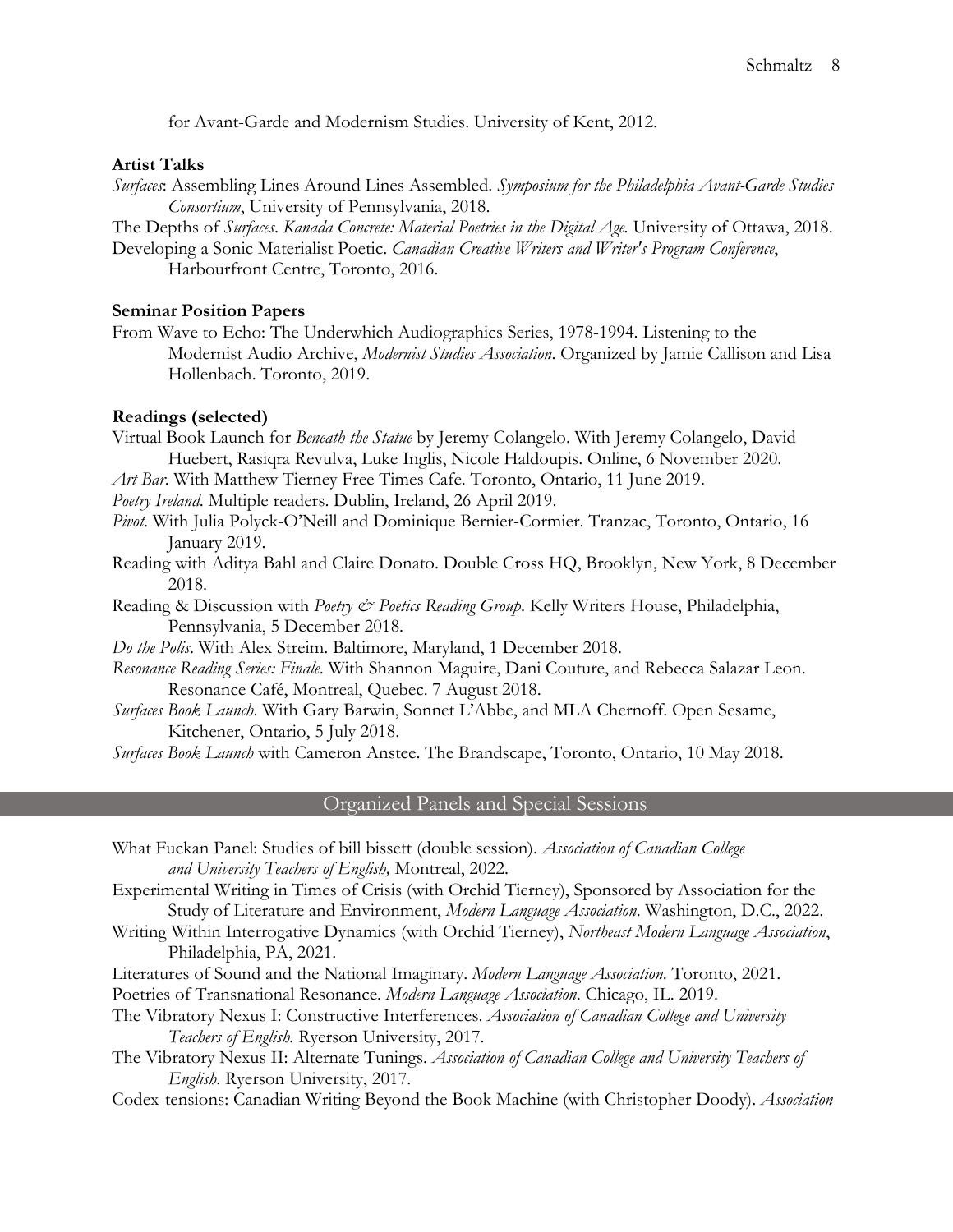for Avant-Garde and Modernism Studies. University of Kent, 2012.

**Artist Talks**

*Surfaces*: Assembling Lines Around Lines Assembled. *Symposium for the Philadelphia Avant-Garde Studies Consortium*, University of Pennsylvania, 2018.

The Depths of *Surfaces*. *Kanada Concrete: Material Poetries in the Digital Age.* University of Ottawa, 2018.

Developing a Sonic Materialist Poetic. *Canadian Creative Writers and Writer's Program Conference*, Harbourfront Centre, Toronto, 2016.

**Seminar Position Papers**

From Wave to Echo: The Underwhich Audiographics Series, 1978-1994. Listening to the Modernist Audio Archive, *Modernist Studies Association*. Organized by Jamie Callison and Lisa Hollenbach. Toronto, 2019.

**Readings (selected)**

Virtual Book Launch for *Beneath the Statue* by Jeremy Colangelo. With Jeremy Colangelo, David Huebert, Rasiqra Revulva, Luke Inglis, Nicole Haldoupis. Online, 6 November 2020.

*Art Bar*. With Matthew Tierney Free Times Cafe. Toronto, Ontario, 11 June 2019.

*Poetry Ireland.* Multiple readers. Dublin, Ireland, 26 April 2019.

*Pivot*. With Julia Polyck-O'Neill and Dominique Bernier-Cormier. Tranzac, Toronto, Ontario, 16 January 2019.

Reading with Aditya Bahl and Claire Donato. Double Cross HQ, Brooklyn, New York, 8 December 2018.

Reading & Discussion with *Poetry & Poetics Reading Group*. Kelly Writers House, Philadelphia, Pennsylvania, 5 December 2018.

*Do the Polis*. With Alex Streim. Baltimore, Maryland, 1 December 2018.

*Resonance Reading Series: Finale*. With Shannon Maguire, Dani Couture, and Rebecca Salazar Leon. Resonance Café, Montreal, Quebec. 7 August 2018.

*Surfaces Book Launch*. With Gary Barwin, Sonnet L'Abbe, and MLA Chernoff. Open Sesame, Kitchener, Ontario, 5 July 2018.

*Surfaces Book Launch* with Cameron Anstee. The Brandscape, Toronto, Ontario, 10 May 2018.

## Organized Panels and Special Sessions

What Fuckan Panel: Studies of bill bissett (double session). *Association of Canadian College and University Teachers of English,* Montreal, 2022.

Experimental Writing in Times of Crisis (with Orchid Tierney), Sponsored by Association for the Study of Literature and Environment, *Modern Language Association*. Washington, D.C., 2022.

Writing Within Interrogative Dynamics (with Orchid Tierney), *Northeast Modern Language Association*, Philadelphia, PA, 2021.

Literatures of Sound and the National Imaginary. *Modern Language Association*. Toronto, 2021.

Poetries of Transnational Resonance. *Modern Language Association*. Chicago, IL. 2019.

The Vibratory Nexus I: Constructive Interferences. *Association of Canadian College and University Teachers of English.* Ryerson University, 2017.

The Vibratory Nexus II: Alternate Tunings. *Association of Canadian College and University Teachers of English*. Ryerson University, 2017.

Codex-tensions: Canadian Writing Beyond the Book Machine (with Christopher Doody). *Association*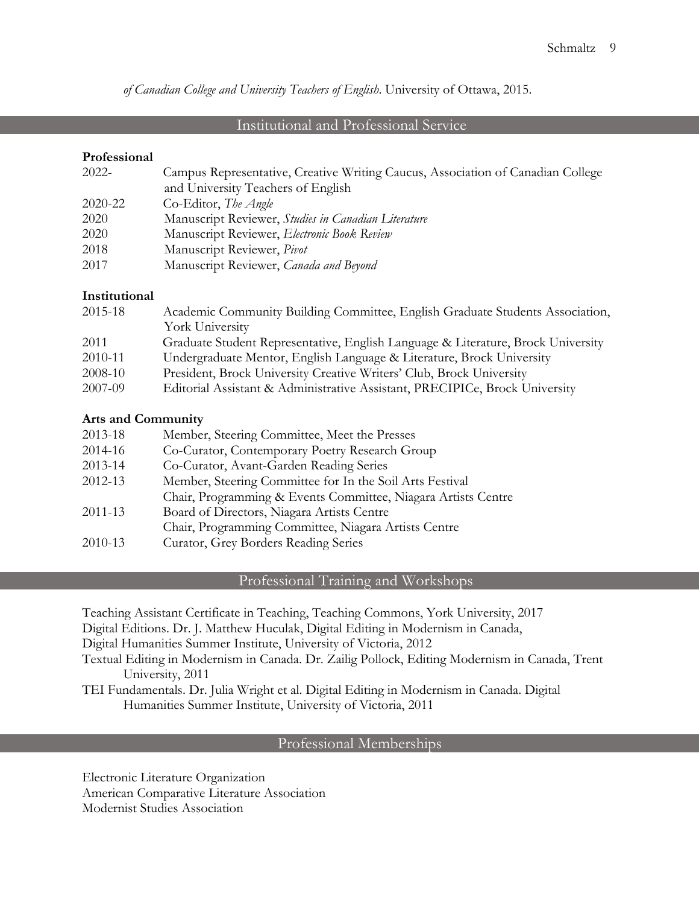*of Canadian College and University Teachers of English*. University of Ottawa, 2015.

## Institutional and Professional Service

**Professional**

2022- Campus Representative, Creative Writing Caucus, Association of Canadian College and University Teachers of English
2020-22 Co-Editor, *The Angle*
2020 Manuscript Reviewer, *Studies in Canadian Literature*
2020 Manuscript Reviewer, *Electronic Book Review*
2018 Manuscript Reviewer, *Pivot*
2017 Manuscript Reviewer, *Canada and Beyond*

**Institutional**

2015-18 Academic Community Building Committee, English Graduate Students Association, York University
2011 Graduate Student Representative, English Language & Literature, Brock University
2010-11 Undergraduate Mentor, English Language & Literature, Brock University
2008-10 President, Brock University Creative Writers' Club, Brock University
2007-09 Editorial Assistant & Administrative Assistant, PRECIPICe, Brock University

**Arts and Community**

2013-18 Member, Steering Committee, Meet the Presses
2014-16 Co-Curator, Contemporary Poetry Research Group
2013-14 Co-Curator, Avant-Garden Reading Series
2012-13 Member, Steering Committee for In the Soil Arts Festival
Chair, Programming & Events Committee, Niagara Artists Centre
2011-13 Board of Directors, Niagara Artists Centre
Chair, Programming Committee, Niagara Artists Centre
2010-13 Curator, Grey Borders Reading Series

## Professional Training and Workshops

Teaching Assistant Certificate in Teaching, Teaching Commons, York University, 2017
Digital Editions. Dr. J. Matthew Huculak, Digital Editing in Modernism in Canada, Digital Humanities Summer Institute, University of Victoria, 2012
Textual Editing in Modernism in Canada. Dr. Zailig Pollock, Editing Modernism in Canada, Trent University, 2011
TEI Fundamentals. Dr. Julia Wright et al. Digital Editing in Modernism in Canada. Digital Humanities Summer Institute, University of Victoria, 2011

## Professional Memberships

Electronic Literature Organization
American Comparative Literature Association
Modernist Studies Association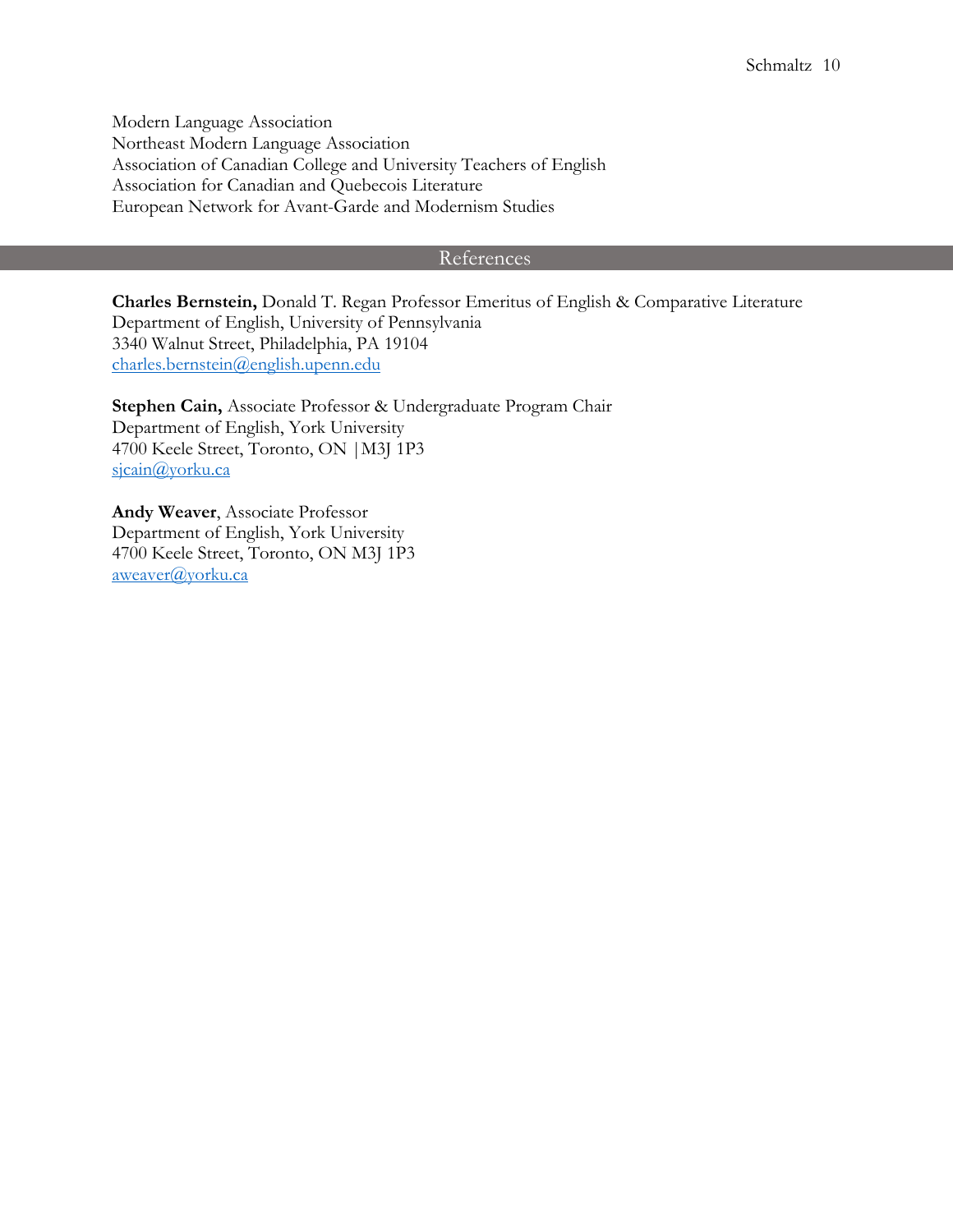Modern Language Association
Northeast Modern Language Association
Association of Canadian College and University Teachers of English
Association for Canadian and Quebecois Literature
European Network for Avant-Garde and Modernism Studies

## References

**Charles Bernstein,** Donald T. Regan Professor Emeritus of English & Comparative Literature
Department of English, University of Pennsylvania
3340 Walnut Street, Philadelphia, PA 19104
charles.bernstein@english.upenn.edu

**Stephen Cain,** Associate Professor & Undergraduate Program Chair
Department of English, York University
4700 Keele Street, Toronto, ON |M3J 1P3
sjcain@yorku.ca

**Andy Weaver**, Associate Professor
Department of English, York University
4700 Keele Street, Toronto, ON M3J 1P3
aweaver@yorku.ca